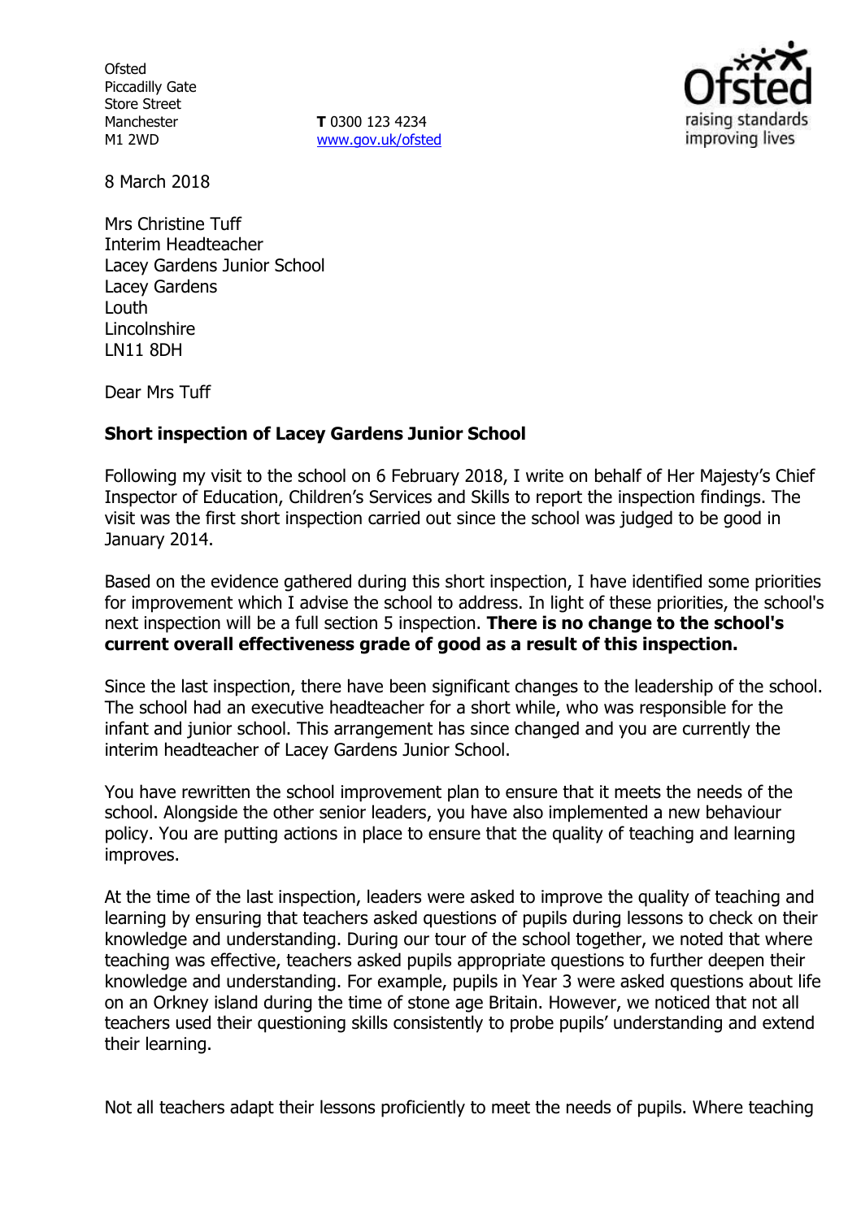Ofsted
Piccadilly Gate
Store Street
Manchester
M1 2WD

**T** 0300 123 4234
www.gov.uk/ofsted

8 March 2018

Mrs Christine Tuff
Interim Headteacher
Lacey Gardens Junior School
Lacey Gardens
Louth
Lincolnshire
LN11 8DH

Dear Mrs Tuff

**Short inspection of Lacey Gardens Junior School**

Following my visit to the school on 6 February 2018, I write on behalf of Her Majesty's Chief Inspector of Education, Children's Services and Skills to report the inspection findings. The visit was the first short inspection carried out since the school was judged to be good in January 2014.

Based on the evidence gathered during this short inspection, I have identified some priorities for improvement which I advise the school to address. In light of these priorities, the school's next inspection will be a full section 5 inspection. **There is no change to the school's current overall effectiveness grade of good as a result of this inspection.**

Since the last inspection, there have been significant changes to the leadership of the school. The school had an executive headteacher for a short while, who was responsible for the infant and junior school. This arrangement has since changed and you are currently the interim headteacher of Lacey Gardens Junior School.

You have rewritten the school improvement plan to ensure that it meets the needs of the school. Alongside the other senior leaders, you have also implemented a new behaviour policy. You are putting actions in place to ensure that the quality of teaching and learning improves.

At the time of the last inspection, leaders were asked to improve the quality of teaching and learning by ensuring that teachers asked questions of pupils during lessons to check on their knowledge and understanding. During our tour of the school together, we noted that where teaching was effective, teachers asked pupils appropriate questions to further deepen their knowledge and understanding. For example, pupils in Year 3 were asked questions about life on an Orkney island during the time of stone age Britain. However, we noticed that not all teachers used their questioning skills consistently to probe pupils' understanding and extend their learning.

Not all teachers adapt their lessons proficiently to meet the needs of pupils. Where teaching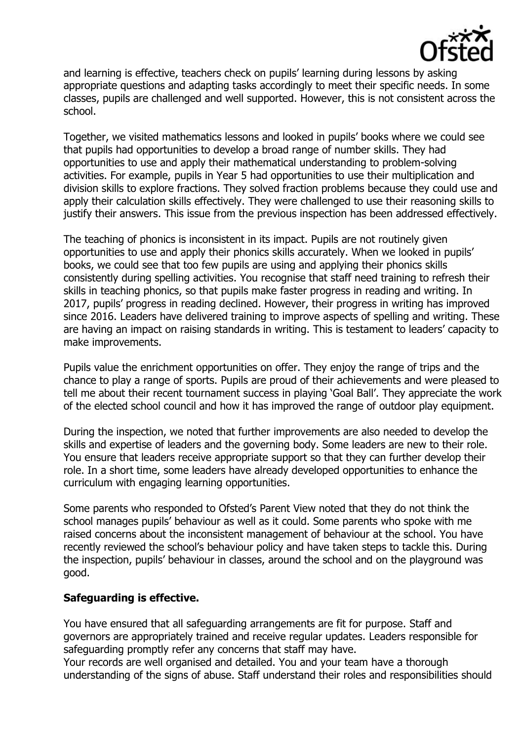and learning is effective, teachers check on pupils' learning during lessons by asking appropriate questions and adapting tasks accordingly to meet their specific needs. In some classes, pupils are challenged and well supported. However, this is not consistent across the school.

Together, we visited mathematics lessons and looked in pupils' books where we could see that pupils had opportunities to develop a broad range of number skills. They had opportunities to use and apply their mathematical understanding to problem-solving activities. For example, pupils in Year 5 had opportunities to use their multiplication and division skills to explore fractions. They solved fraction problems because they could use and apply their calculation skills effectively. They were challenged to use their reasoning skills to justify their answers. This issue from the previous inspection has been addressed effectively.

The teaching of phonics is inconsistent in its impact. Pupils are not routinely given opportunities to use and apply their phonics skills accurately. When we looked in pupils' books, we could see that too few pupils are using and applying their phonics skills consistently during spelling activities. You recognise that staff need training to refresh their skills in teaching phonics, so that pupils make faster progress in reading and writing. In 2017, pupils' progress in reading declined. However, their progress in writing has improved since 2016. Leaders have delivered training to improve aspects of spelling and writing. These are having an impact on raising standards in writing. This is testament to leaders' capacity to make improvements.

Pupils value the enrichment opportunities on offer. They enjoy the range of trips and the chance to play a range of sports. Pupils are proud of their achievements and were pleased to tell me about their recent tournament success in playing 'Goal Ball'. They appreciate the work of the elected school council and how it has improved the range of outdoor play equipment.

During the inspection, we noted that further improvements are also needed to develop the skills and expertise of leaders and the governing body. Some leaders are new to their role. You ensure that leaders receive appropriate support so that they can further develop their role. In a short time, some leaders have already developed opportunities to enhance the curriculum with engaging learning opportunities.

Some parents who responded to Ofsted's Parent View noted that they do not think the school manages pupils' behaviour as well as it could. Some parents who spoke with me raised concerns about the inconsistent management of behaviour at the school. You have recently reviewed the school's behaviour policy and have taken steps to tackle this. During the inspection, pupils' behaviour in classes, around the school and on the playground was good.

## Safeguarding is effective.

You have ensured that all safeguarding arrangements are fit for purpose. Staff and governors are appropriately trained and receive regular updates. Leaders responsible for safeguarding promptly refer any concerns that staff may have.
Your records are well organised and detailed. You and your team have a thorough understanding of the signs of abuse. Staff understand their roles and responsibilities should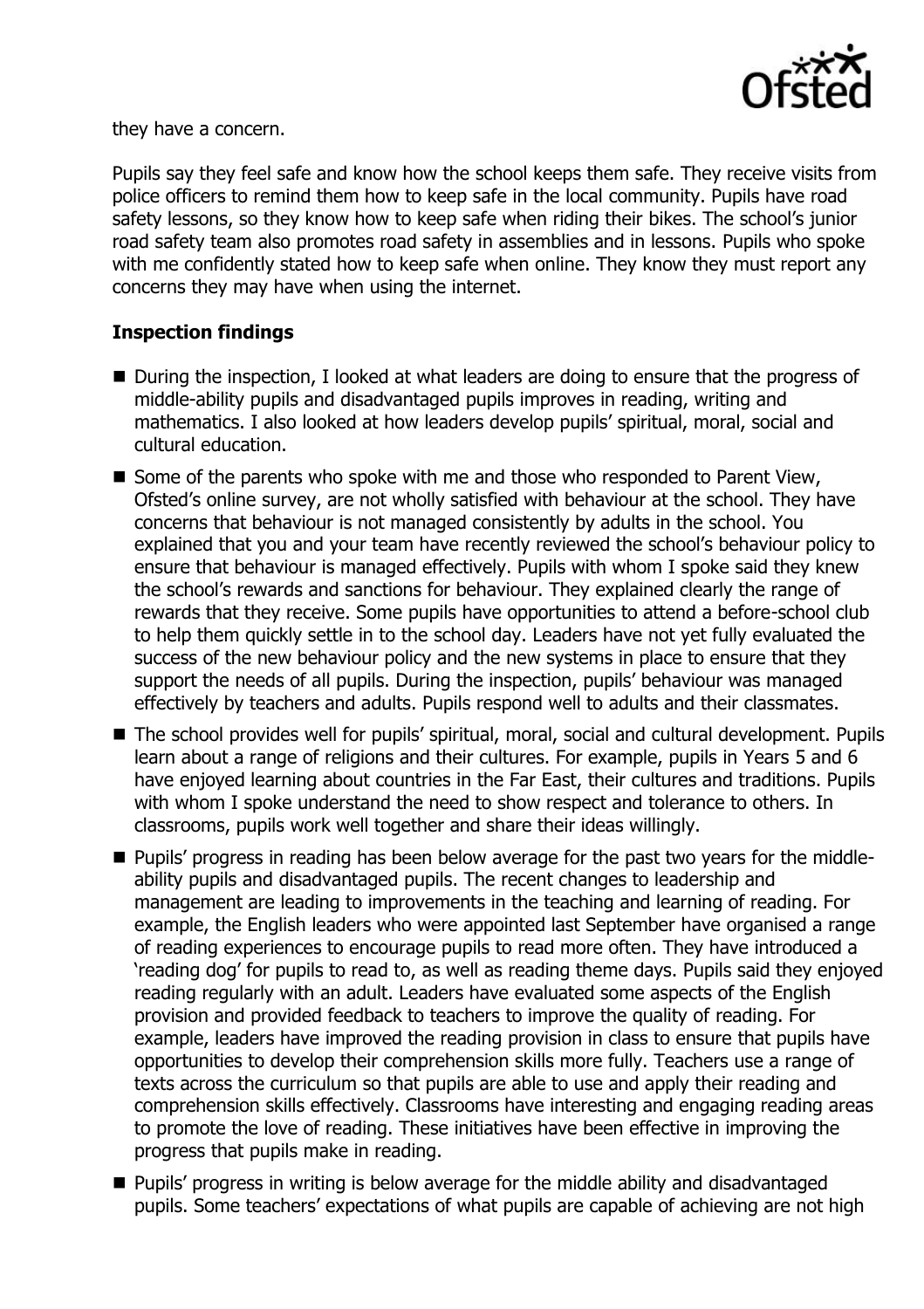they have a concern.

Pupils say they feel safe and know how the school keeps them safe. They receive visits from police officers to remind them how to keep safe in the local community. Pupils have road safety lessons, so they know how to keep safe when riding their bikes. The school's junior road safety team also promotes road safety in assemblies and in lessons. Pupils who spoke with me confidently stated how to keep safe when online. They know they must report any concerns they may have when using the internet.

## Inspection findings

- During the inspection, I looked at what leaders are doing to ensure that the progress of middle-ability pupils and disadvantaged pupils improves in reading, writing and mathematics. I also looked at how leaders develop pupils' spiritual, moral, social and cultural education.
- Some of the parents who spoke with me and those who responded to Parent View, Ofsted's online survey, are not wholly satisfied with behaviour at the school. They have concerns that behaviour is not managed consistently by adults in the school. You explained that you and your team have recently reviewed the school's behaviour policy to ensure that behaviour is managed effectively. Pupils with whom I spoke said they knew the school's rewards and sanctions for behaviour. They explained clearly the range of rewards that they receive. Some pupils have opportunities to attend a before-school club to help them quickly settle in to the school day. Leaders have not yet fully evaluated the success of the new behaviour policy and the new systems in place to ensure that they support the needs of all pupils. During the inspection, pupils' behaviour was managed effectively by teachers and adults. Pupils respond well to adults and their classmates.
- The school provides well for pupils' spiritual, moral, social and cultural development. Pupils learn about a range of religions and their cultures. For example, pupils in Years 5 and 6 have enjoyed learning about countries in the Far East, their cultures and traditions. Pupils with whom I spoke understand the need to show respect and tolerance to others. In classrooms, pupils work well together and share their ideas willingly.
- Pupils' progress in reading has been below average for the past two years for the middle-ability pupils and disadvantaged pupils. The recent changes to leadership and management are leading to improvements in the teaching and learning of reading. For example, the English leaders who were appointed last September have organised a range of reading experiences to encourage pupils to read more often. They have introduced a 'reading dog' for pupils to read to, as well as reading theme days. Pupils said they enjoyed reading regularly with an adult. Leaders have evaluated some aspects of the English provision and provided feedback to teachers to improve the quality of reading. For example, leaders have improved the reading provision in class to ensure that pupils have opportunities to develop their comprehension skills more fully. Teachers use a range of texts across the curriculum so that pupils are able to use and apply their reading and comprehension skills effectively. Classrooms have interesting and engaging reading areas to promote the love of reading. These initiatives have been effective in improving the progress that pupils make in reading.
- Pupils' progress in writing is below average for the middle ability and disadvantaged pupils. Some teachers' expectations of what pupils are capable of achieving are not high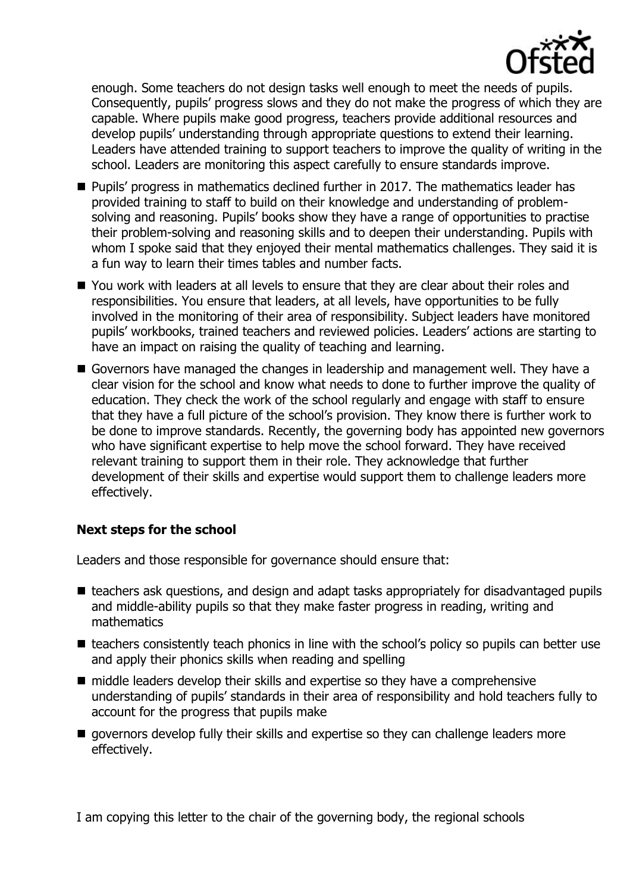enough. Some teachers do not design tasks well enough to meet the needs of pupils. Consequently, pupils' progress slows and they do not make the progress of which they are capable. Where pupils make good progress, teachers provide additional resources and develop pupils' understanding through appropriate questions to extend their learning. Leaders have attended training to support teachers to improve the quality of writing in the school. Leaders are monitoring this aspect carefully to ensure standards improve.

- Pupils' progress in mathematics declined further in 2017. The mathematics leader has provided training to staff to build on their knowledge and understanding of problem-solving and reasoning. Pupils' books show they have a range of opportunities to practise their problem-solving and reasoning skills and to deepen their understanding. Pupils with whom I spoke said that they enjoyed their mental mathematics challenges. They said it is a fun way to learn their times tables and number facts.
- You work with leaders at all levels to ensure that they are clear about their roles and responsibilities. You ensure that leaders, at all levels, have opportunities to be fully involved in the monitoring of their area of responsibility. Subject leaders have monitored pupils' workbooks, trained teachers and reviewed policies. Leaders' actions are starting to have an impact on raising the quality of teaching and learning.
- Governors have managed the changes in leadership and management well. They have a clear vision for the school and know what needs to done to further improve the quality of education. They check the work of the school regularly and engage with staff to ensure that they have a full picture of the school's provision. They know there is further work to be done to improve standards. Recently, the governing body has appointed new governors who have significant expertise to help move the school forward. They have received relevant training to support them in their role. They acknowledge that further development of their skills and expertise would support them to challenge leaders more effectively.

### Next steps for the school

Leaders and those responsible for governance should ensure that:

- teachers ask questions, and design and adapt tasks appropriately for disadvantaged pupils and middle-ability pupils so that they make faster progress in reading, writing and mathematics
- teachers consistently teach phonics in line with the school's policy so pupils can better use and apply their phonics skills when reading and spelling
- middle leaders develop their skills and expertise so they have a comprehensive understanding of pupils' standards in their area of responsibility and hold teachers fully to account for the progress that pupils make
- governors develop fully their skills and expertise so they can challenge leaders more effectively.

I am copying this letter to the chair of the governing body, the regional schools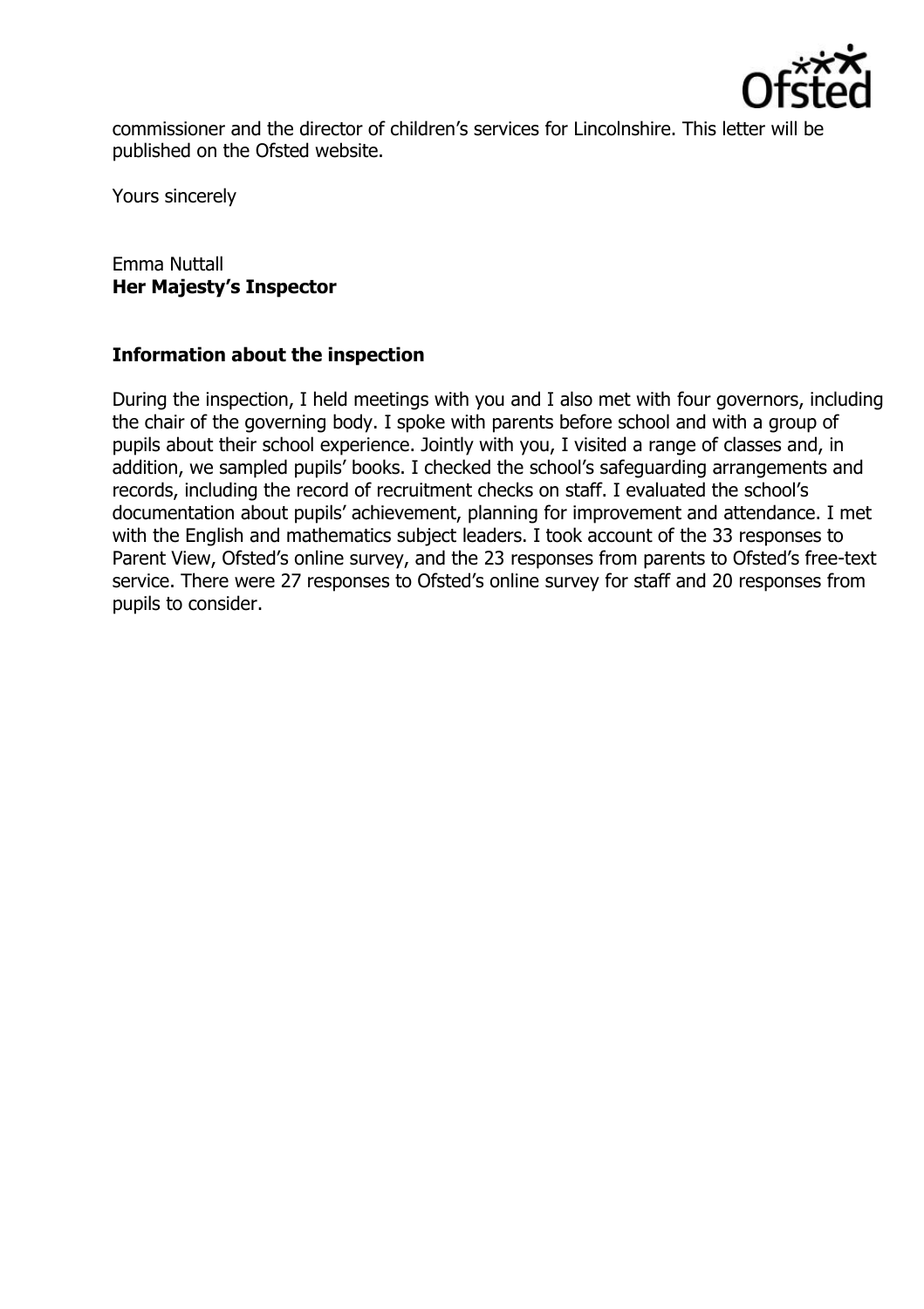commissioner and the director of children's services for Lincolnshire. This letter will be published on the Ofsted website.

Yours sincerely

Emma Nuttall
**Her Majesty's Inspector**

## Information about the inspection

During the inspection, I held meetings with you and I also met with four governors, including the chair of the governing body. I spoke with parents before school and with a group of pupils about their school experience. Jointly with you, I visited a range of classes and, in addition, we sampled pupils' books. I checked the school's safeguarding arrangements and records, including the record of recruitment checks on staff. I evaluated the school's documentation about pupils' achievement, planning for improvement and attendance. I met with the English and mathematics subject leaders. I took account of the 33 responses to Parent View, Ofsted's online survey, and the 23 responses from parents to Ofsted's free-text service. There were 27 responses to Ofsted's online survey for staff and 20 responses from pupils to consider.